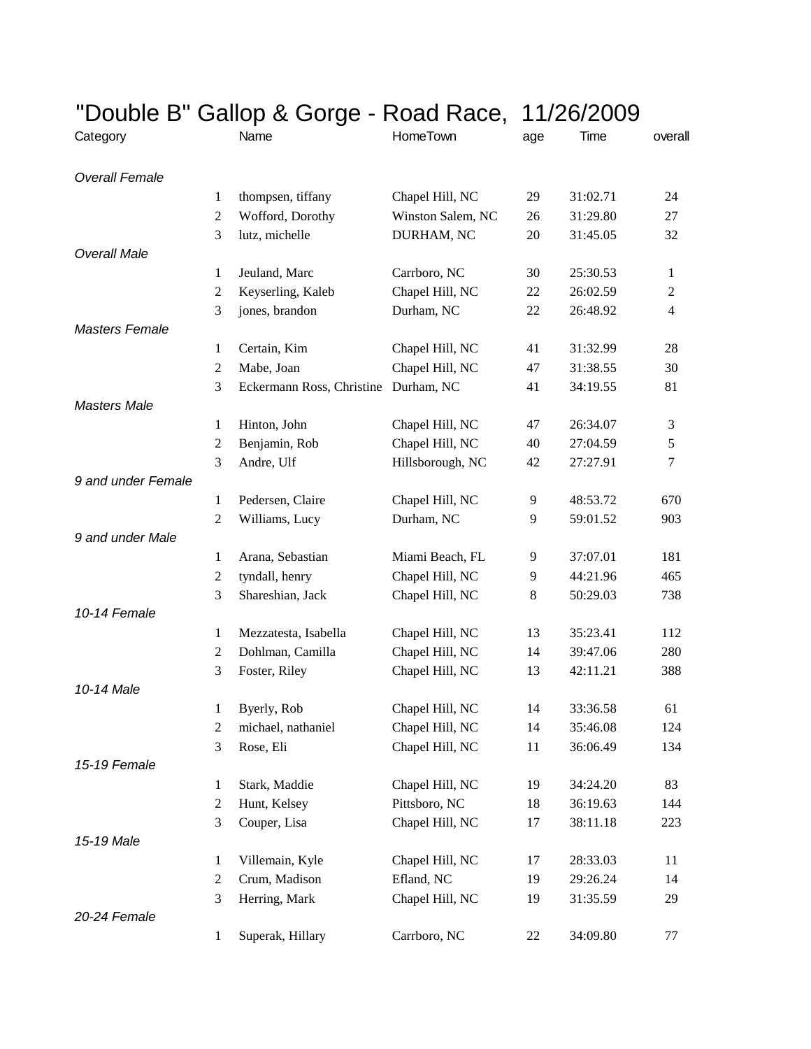# "Double B" Gallop & Gorge - Road Race, 11/26/2009

| Category | | Name | HomeTown | age | Time | overall |
|---|---|---|---|---|---|---|
| *Overall Female* | | | | | | |
| | 1 | thompsen, tiffany | Chapel Hill, NC | 29 | 31:02.71 | 24 |
| | 2 | Wofford, Dorothy | Winston Salem, NC | 26 | 31:29.80 | 27 |
| | 3 | lutz, michelle | DURHAM, NC | 20 | 31:45.05 | 32 |
| *Overall Male* | | | | | | |
| | 1 | Jeuland, Marc | Carrboro, NC | 30 | 25:30.53 | 1 |
| | 2 | Keyserling, Kaleb | Chapel Hill, NC | 22 | 26:02.59 | 2 |
| | 3 | jones, brandon | Durham, NC | 22 | 26:48.92 | 4 |
| *Masters Female* | | | | | | |
| | 1 | Certain, Kim | Chapel Hill, NC | 41 | 31:32.99 | 28 |
| | 2 | Mabe, Joan | Chapel Hill, NC | 47 | 31:38.55 | 30 |
| | 3 | Eckermann Ross, Christine | Durham, NC | 41 | 34:19.55 | 81 |
| *Masters Male* | | | | | | |
| | 1 | Hinton, John | Chapel Hill, NC | 47 | 26:34.07 | 3 |
| | 2 | Benjamin, Rob | Chapel Hill, NC | 40 | 27:04.59 | 5 |
| | 3 | Andre, Ulf | Hillsborough, NC | 42 | 27:27.91 | 7 |
| *9 and under Female* | | | | | | |
| | 1 | Pedersen, Claire | Chapel Hill, NC | 9 | 48:53.72 | 670 |
| | 2 | Williams, Lucy | Durham, NC | 9 | 59:01.52 | 903 |
| *9 and under Male* | | | | | | |
| | 1 | Arana, Sebastian | Miami Beach, FL | 9 | 37:07.01 | 181 |
| | 2 | tyndall, henry | Chapel Hill, NC | 9 | 44:21.96 | 465 |
| | 3 | Shareshian, Jack | Chapel Hill, NC | 8 | 50:29.03 | 738 |
| *10-14 Female* | | | | | | |
| | 1 | Mezzatesta, Isabella | Chapel Hill, NC | 13 | 35:23.41 | 112 |
| | 2 | Dohlman, Camilla | Chapel Hill, NC | 14 | 39:47.06 | 280 |
| | 3 | Foster, Riley | Chapel Hill, NC | 13 | 42:11.21 | 388 |
| *10-14 Male* | | | | | | |
| | 1 | Byerly, Rob | Chapel Hill, NC | 14 | 33:36.58 | 61 |
| | 2 | michael, nathaniel | Chapel Hill, NC | 14 | 35:46.08 | 124 |
| | 3 | Rose, Eli | Chapel Hill, NC | 11 | 36:06.49 | 134 |
| *15-19 Female* | | | | | | |
| | 1 | Stark, Maddie | Chapel Hill, NC | 19 | 34:24.20 | 83 |
| | 2 | Hunt, Kelsey | Pittsboro, NC | 18 | 36:19.63 | 144 |
| | 3 | Couper, Lisa | Chapel Hill, NC | 17 | 38:11.18 | 223 |
| *15-19 Male* | | | | | | |
| | 1 | Villemain, Kyle | Chapel Hill, NC | 17 | 28:33.03 | 11 |
| | 2 | Crum, Madison | Efland, NC | 19 | 29:26.24 | 14 |
| | 3 | Herring, Mark | Chapel Hill, NC | 19 | 31:35.59 | 29 |
| *20-24 Female* | | | | | | |
| | 1 | Superak, Hillary | Carrboro, NC | 22 | 34:09.80 | 77 |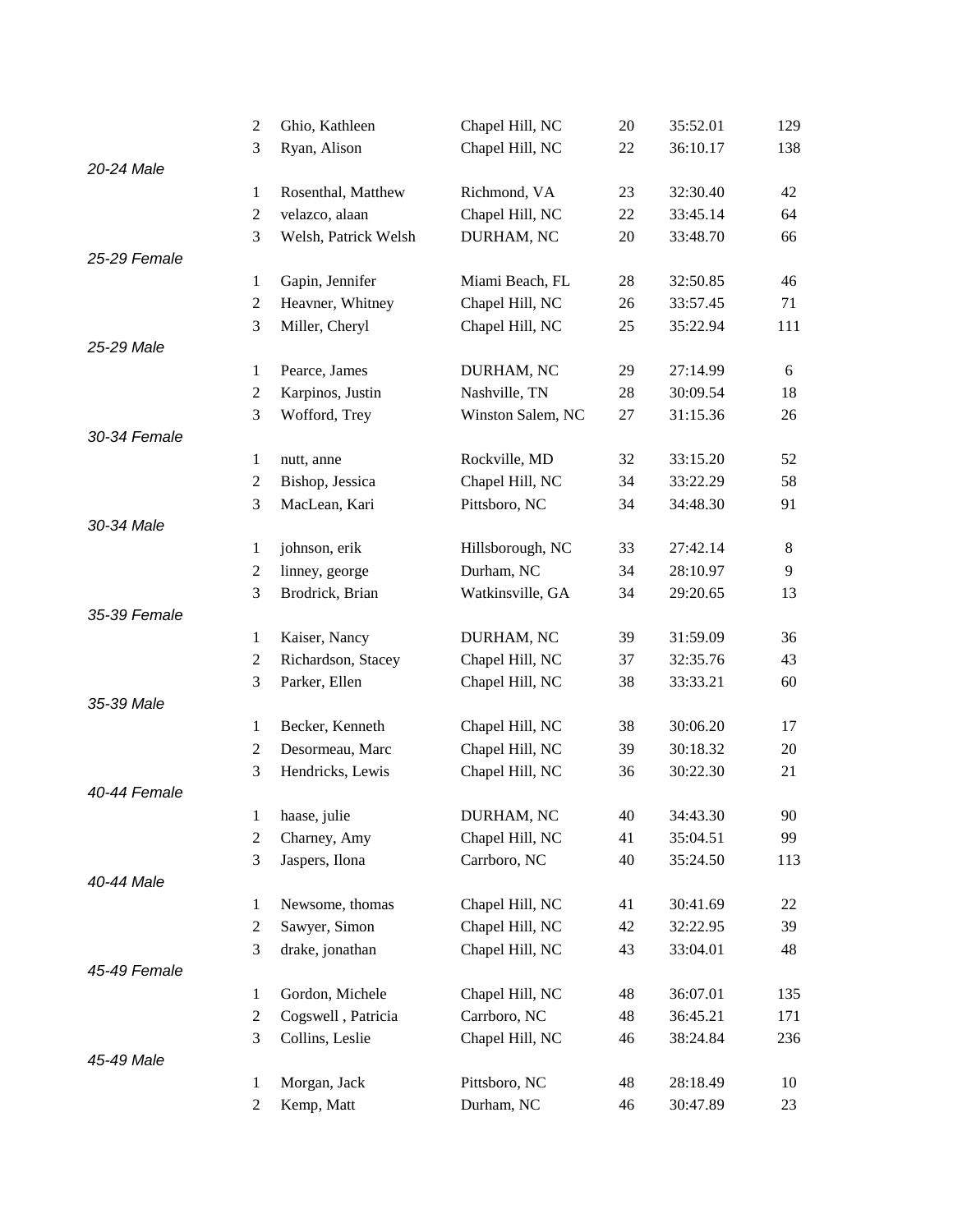| | Place | Name | City | Age | Time | Overall |
|---|---|---|---|---|---|---|
| | 2 | Ghio, Kathleen | Chapel Hill, NC | 20 | 35:52.01 | 129 |
| | 3 | Ryan, Alison | Chapel Hill, NC | 22 | 36:10.17 | 138 |
| *20-24 Male* | | | | | | |
| | 1 | Rosenthal, Matthew | Richmond, VA | 23 | 32:30.40 | 42 |
| | 2 | velazco, alaan | Chapel Hill, NC | 22 | 33:45.14 | 64 |
| | 3 | Welsh, Patrick Welsh | DURHAM, NC | 20 | 33:48.70 | 66 |
| *25-29 Female* | | | | | | |
| | 1 | Gapin, Jennifer | Miami Beach, FL | 28 | 32:50.85 | 46 |
| | 2 | Heavner, Whitney | Chapel Hill, NC | 26 | 33:57.45 | 71 |
| | 3 | Miller, Cheryl | Chapel Hill, NC | 25 | 35:22.94 | 111 |
| *25-29 Male* | | | | | | |
| | 1 | Pearce, James | DURHAM, NC | 29 | 27:14.99 | 6 |
| | 2 | Karpinos, Justin | Nashville, TN | 28 | 30:09.54 | 18 |
| | 3 | Wofford, Trey | Winston Salem, NC | 27 | 31:15.36 | 26 |
| *30-34 Female* | | | | | | |
| | 1 | nutt, anne | Rockville, MD | 32 | 33:15.20 | 52 |
| | 2 | Bishop, Jessica | Chapel Hill, NC | 34 | 33:22.29 | 58 |
| | 3 | MacLean, Kari | Pittsboro, NC | 34 | 34:48.30 | 91 |
| *30-34 Male* | | | | | | |
| | 1 | johnson, erik | Hillsborough, NC | 33 | 27:42.14 | 8 |
| | 2 | linney, george | Durham, NC | 34 | 28:10.97 | 9 |
| | 3 | Brodrick, Brian | Watkinsville, GA | 34 | 29:20.65 | 13 |
| *35-39 Female* | | | | | | |
| | 1 | Kaiser, Nancy | DURHAM, NC | 39 | 31:59.09 | 36 |
| | 2 | Richardson, Stacey | Chapel Hill, NC | 37 | 32:35.76 | 43 |
| | 3 | Parker, Ellen | Chapel Hill, NC | 38 | 33:33.21 | 60 |
| *35-39 Male* | | | | | | |
| | 1 | Becker, Kenneth | Chapel Hill, NC | 38 | 30:06.20 | 17 |
| | 2 | Desormeau, Marc | Chapel Hill, NC | 39 | 30:18.32 | 20 |
| | 3 | Hendricks, Lewis | Chapel Hill, NC | 36 | 30:22.30 | 21 |
| *40-44 Female* | | | | | | |
| | 1 | haase, julie | DURHAM, NC | 40 | 34:43.30 | 90 |
| | 2 | Charney, Amy | Chapel Hill, NC | 41 | 35:04.51 | 99 |
| | 3 | Jaspers, Ilona | Carrboro, NC | 40 | 35:24.50 | 113 |
| *40-44 Male* | | | | | | |
| | 1 | Newsome, thomas | Chapel Hill, NC | 41 | 30:41.69 | 22 |
| | 2 | Sawyer, Simon | Chapel Hill, NC | 42 | 32:22.95 | 39 |
| | 3 | drake, jonathan | Chapel Hill, NC | 43 | 33:04.01 | 48 |
| *45-49 Female* | | | | | | |
| | 1 | Gordon, Michele | Chapel Hill, NC | 48 | 36:07.01 | 135 |
| | 2 | Cogswell , Patricia | Carrboro, NC | 48 | 36:45.21 | 171 |
| | 3 | Collins, Leslie | Chapel Hill, NC | 46 | 38:24.84 | 236 |
| *45-49 Male* | | | | | | |
| | 1 | Morgan, Jack | Pittsboro, NC | 48 | 28:18.49 | 10 |
| | 2 | Kemp, Matt | Durham, NC | 46 | 30:47.89 | 23 |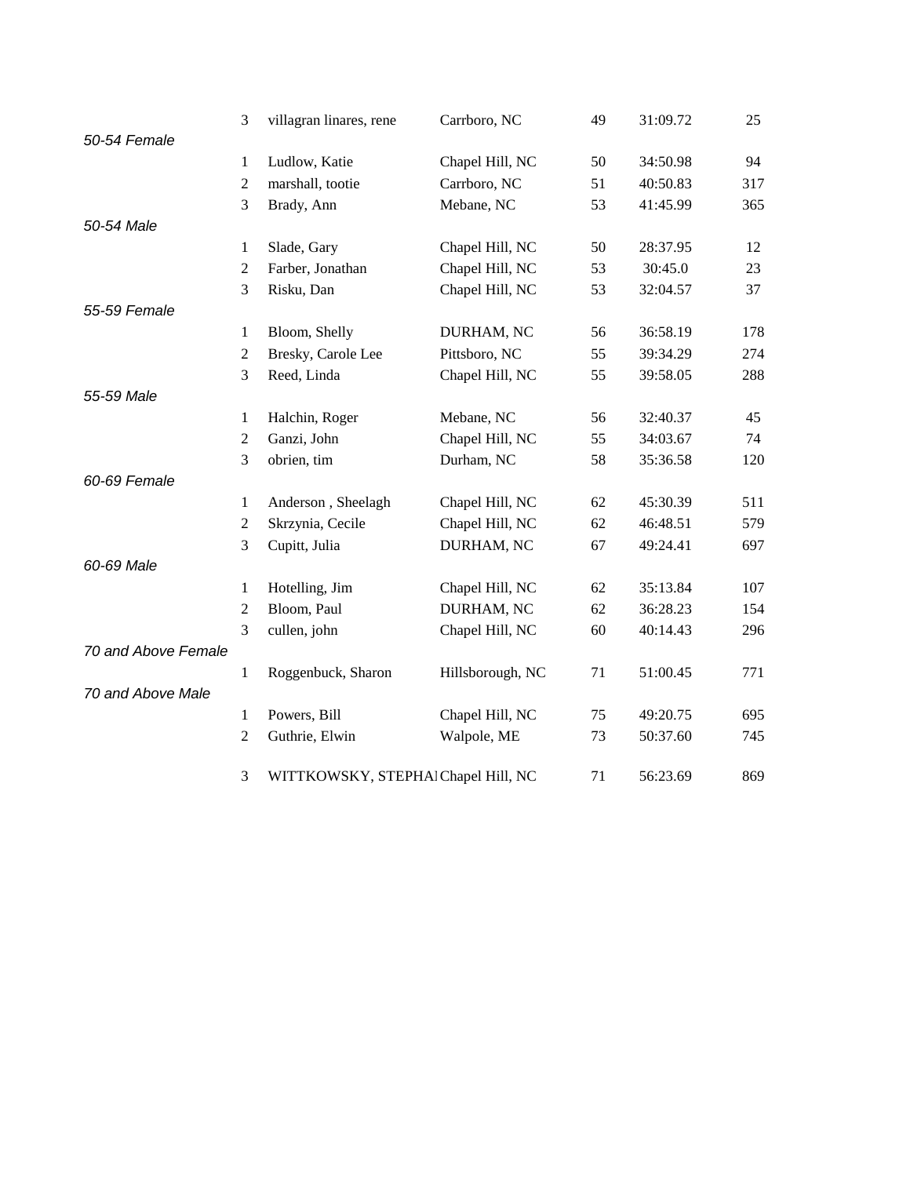| | | | | | | |
|---|---|---|---|---|---|---|
| | 3 | villagran linares, rene | Carrboro, NC | 49 | 31:09.72 | 25 |
| *50-54 Female* | | | | | | |
| | 1 | Ludlow, Katie | Chapel Hill, NC | 50 | 34:50.98 | 94 |
| | 2 | marshall, tootie | Carrboro, NC | 51 | 40:50.83 | 317 |
| | 3 | Brady, Ann | Mebane, NC | 53 | 41:45.99 | 365 |
| *50-54 Male* | | | | | | |
| | 1 | Slade, Gary | Chapel Hill, NC | 50 | 28:37.95 | 12 |
| | 2 | Farber, Jonathan | Chapel Hill, NC | 53 | 30:45.0 | 23 |
| | 3 | Risku, Dan | Chapel Hill, NC | 53 | 32:04.57 | 37 |
| *55-59 Female* | | | | | | |
| | 1 | Bloom, Shelly | DURHAM, NC | 56 | 36:58.19 | 178 |
| | 2 | Bresky, Carole Lee | Pittsboro, NC | 55 | 39:34.29 | 274 |
| | 3 | Reed, Linda | Chapel Hill, NC | 55 | 39:58.05 | 288 |
| *55-59 Male* | | | | | | |
| | 1 | Halchin, Roger | Mebane, NC | 56 | 32:40.37 | 45 |
| | 2 | Ganzi, John | Chapel Hill, NC | 55 | 34:03.67 | 74 |
| | 3 | obrien, tim | Durham, NC | 58 | 35:36.58 | 120 |
| *60-69 Female* | | | | | | |
| | 1 | Anderson , Sheelagh | Chapel Hill, NC | 62 | 45:30.39 | 511 |
| | 2 | Skrzynia, Cecile | Chapel Hill, NC | 62 | 46:48.51 | 579 |
| | 3 | Cupitt, Julia | DURHAM, NC | 67 | 49:24.41 | 697 |
| *60-69 Male* | | | | | | |
| | 1 | Hotelling, Jim | Chapel Hill, NC | 62 | 35:13.84 | 107 |
| | 2 | Bloom, Paul | DURHAM, NC | 62 | 36:28.23 | 154 |
| | 3 | cullen, john | Chapel Hill, NC | 60 | 40:14.43 | 296 |
| *70 and Above Female* | | | | | | |
| | 1 | Roggenbuck, Sharon | Hillsborough, NC | 71 | 51:00.45 | 771 |
| *70 and Above Male* | | | | | | |
| | 1 | Powers, Bill | Chapel Hill, NC | 75 | 49:20.75 | 695 |
| | 2 | Guthrie, Elwin | Walpole, ME | 73 | 50:37.60 | 745 |
| | 3 | WITTKOWSKY, STEPHAI | Chapel Hill, NC | 71 | 56:23.69 | 869 |